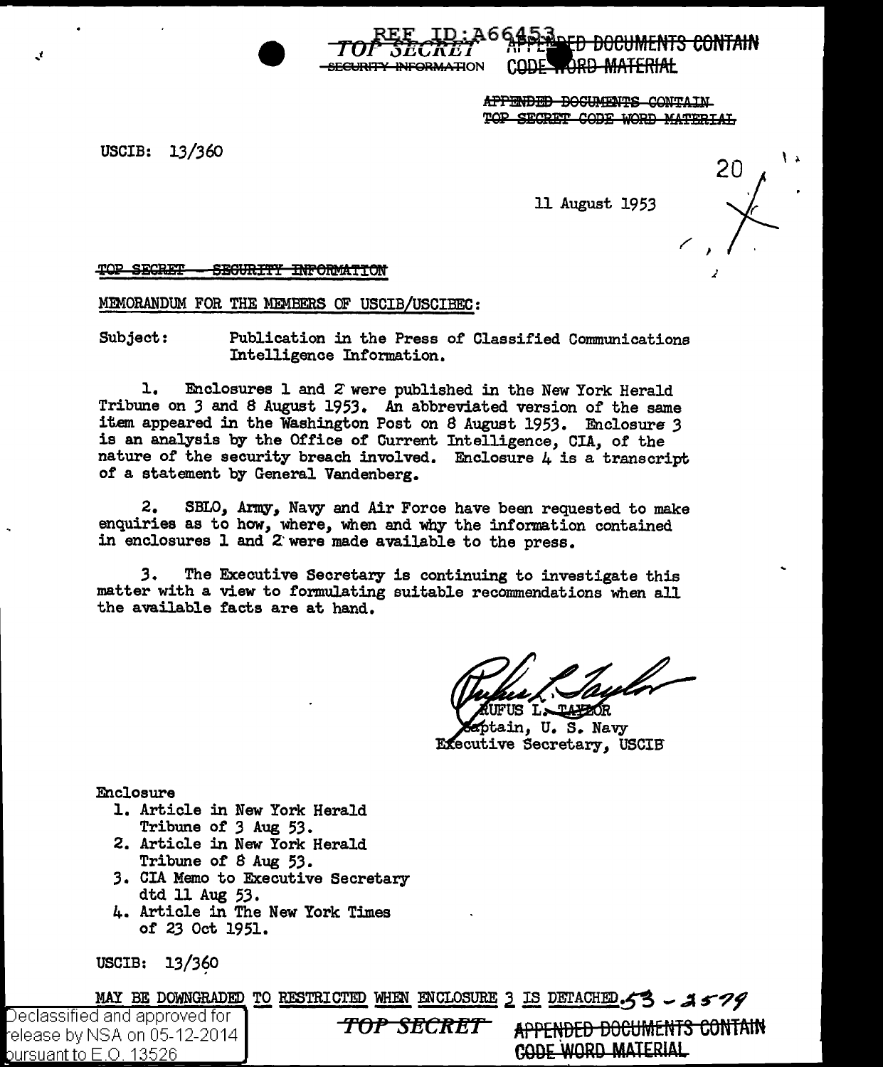REF ID:A66453

TOP SECRET APPENDED DOCUMENTS CONTAIN
~~SECURITY INFORMATION~~ CODE WORD MATERIAL

~~APPENDED DOCUMENTS CONTAIN~~
~~TOP SECRET CODE WORD MATERIAL~~

USCIB: 13/360

20

11 August 1953

~~TOP SECRET - SECURITY INFORMATION~~

MEMORANDUM FOR THE MEMBERS OF USCIB/USCIBEC:

Subject: Publication in the Press of Classified Communications Intelligence Information.

1. Enclosures 1 and 2 were published in the New York Herald Tribune on 3 and 8 August 1953. An abbreviated version of the same item appeared in the Washington Post on 8 August 1953. Enclosure 3 is an analysis by the Office of Current Intelligence, CIA, of the nature of the security breach involved. Enclosure 4 is a transcript of a statement by General Vandenberg.

2. SBLO, Army, Navy and Air Force have been requested to make enquiries as to how, where, when and why the information contained in enclosures 1 and 2 were made available to the press.

3. The Executive Secretary is continuing to investigate this matter with a view to formulating suitable recommendations when all the available facts are at hand.

RUFUS L. TAYLOR
Captain, U. S. Navy
Executive Secretary, USCIB

Enclosure
1. Article in New York Herald Tribune of 3 Aug 53.
2. Article in New York Herald Tribune of 8 Aug 53.
3. CIA Memo to Executive Secretary dtd 11 Aug 53.
4. Article in The New York Times of 23 Oct 1951.

USCIB: 13/360

MAY BE DOWNGRADED TO RESTRICTED WHEN ENCLOSURE 3 IS DETACHED. 53 - 3579

Declassified and approved for release by NSA on 05-12-2014 pursuant to E.O. 13526

TOP SECRET APPENDED DOCUMENTS CONTAIN CODE WORD MATERIAL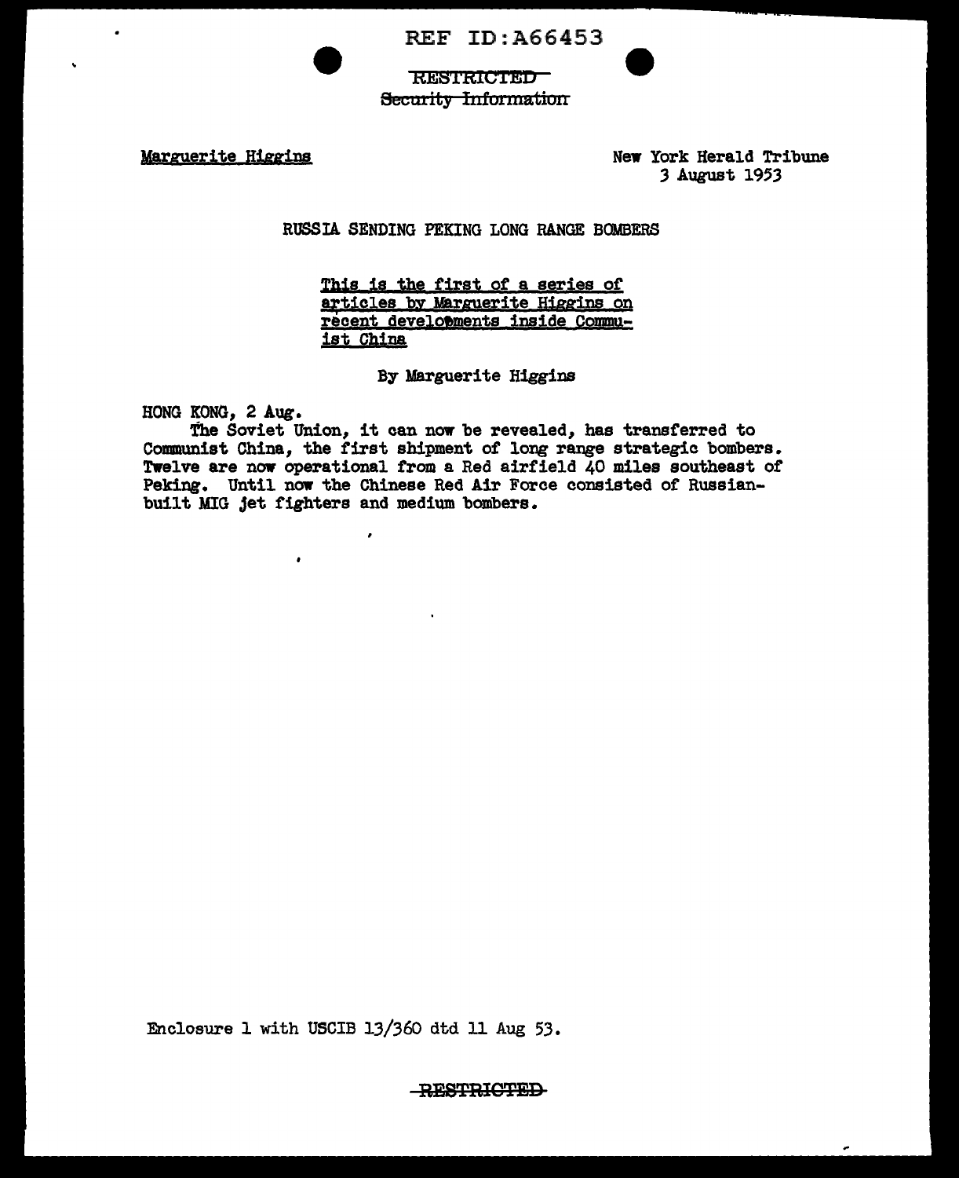REF ID:A66453

~~RESTRICTED~~
~~Security Information~~

Marguerite Higgins

New York Herald Tribune
3 August 1953

RUSSIA SENDING PEKING LONG RANGE BOMBERS

This is the first of a series of articles by Marguerite Higgins on recent developments inside Communist China

By Marguerite Higgins

HONG KONG, 2 Aug.

The Soviet Union, it can now be revealed, has transferred to Communist China, the first shipment of long range strategic bombers. Twelve are now operational from a Red airfield 40 miles southeast of Peking. Until now the Chinese Red Air Force consisted of Russian-built MIG jet fighters and medium bombers.

Enclosure 1 with USCIB 13/360 dtd 11 Aug 53.

~~RESTRICTED~~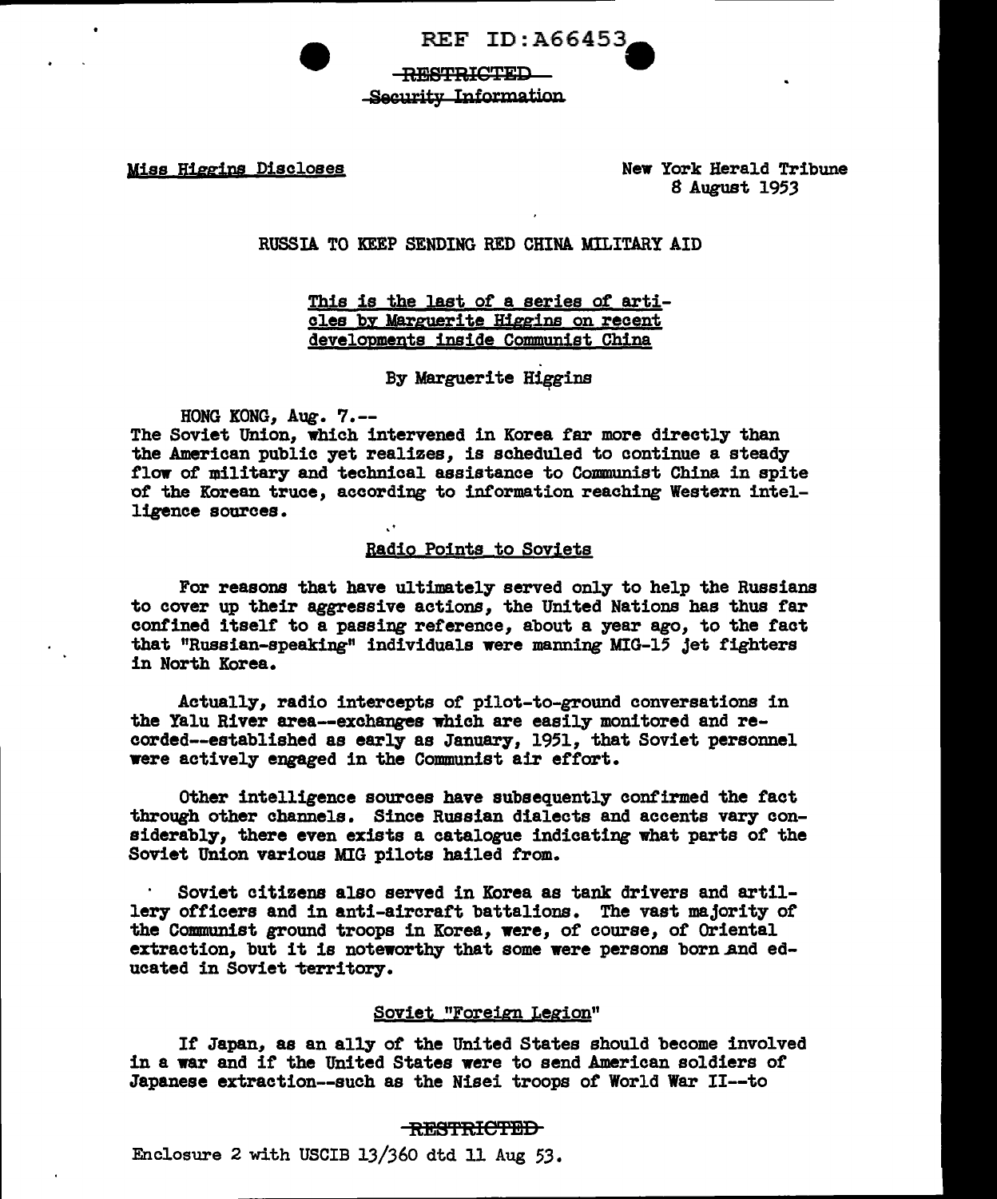REF ID:A66453

~~RESTRICTED~~
~~Security Information~~

Miss Higgins Discloses

New York Herald Tribune
8 August 1953

RUSSIA TO KEEP SENDING RED CHINA MILITARY AID

This is the last of a series of articles by Marguerite Higgins on recent developments inside Communist China

By Marguerite Higgins

HONG KONG, Aug. 7.--
The Soviet Union, which intervened in Korea far more directly than the American public yet realizes, is scheduled to continue a steady flow of military and technical assistance to Communist China in spite of the Korean truce, according to information reaching Western intelligence sources.

## Radio Points to Soviets

For reasons that have ultimately served only to help the Russians to cover up their aggressive actions, the United Nations has thus far confined itself to a passing reference, about a year ago, to the fact that "Russian-speaking" individuals were manning MIG-15 jet fighters in North Korea.

Actually, radio intercepts of pilot-to-ground conversations in the Yalu River area--exchanges which are easily monitored and recorded--established as early as January, 1951, that Soviet personnel were actively engaged in the Communist air effort.

Other intelligence sources have subsequently confirmed the fact through other channels. Since Russian dialects and accents vary considerably, there even exists a catalogue indicating what parts of the Soviet Union various MIG pilots hailed from.

Soviet citizens also served in Korea as tank drivers and artillery officers and in anti-aircraft battalions. The vast majority of the Communist ground troops in Korea, were, of course, of Oriental extraction, but it is noteworthy that some were persons born and educated in Soviet territory.

## Soviet "Foreign Legion"

If Japan, as an ally of the United States should become involved in a war and if the United States were to send American soldiers of Japanese extraction--such as the Nisei troops of World War II--to

~~RESTRICTED~~

Enclosure 2 with USCIB 13/360 dtd 11 Aug 53.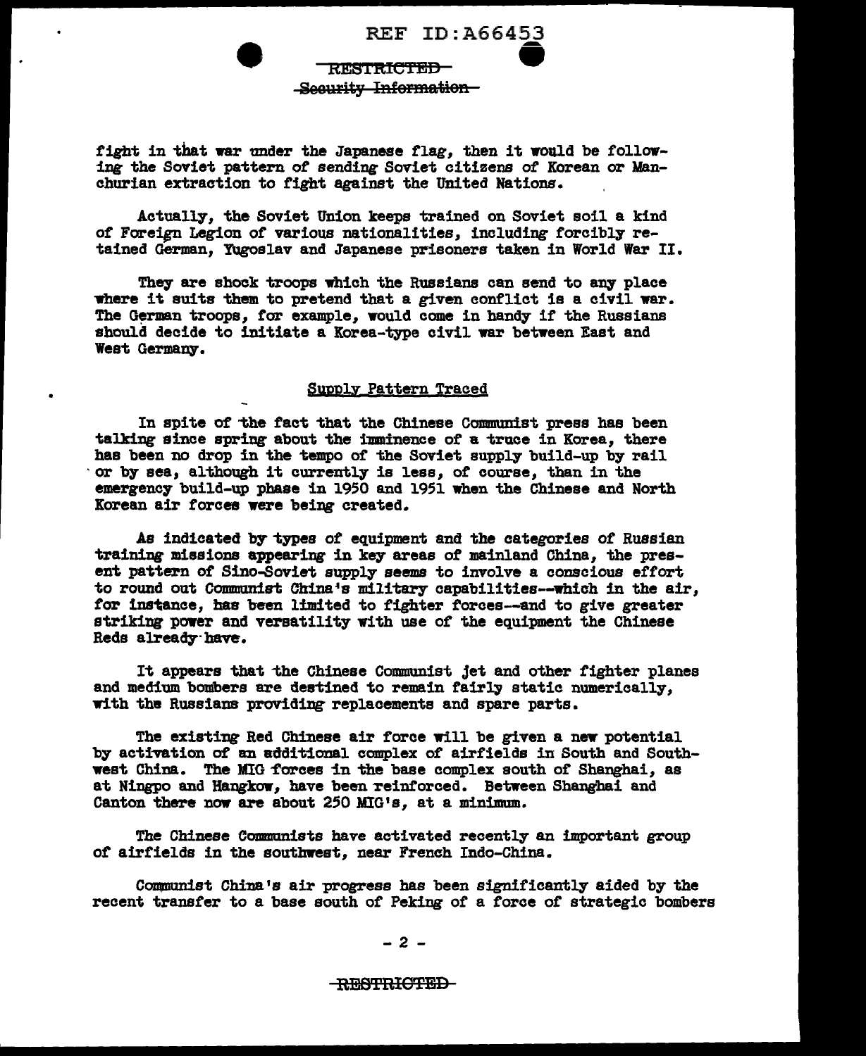fight in that war under the Japanese flag, then it would be following the Soviet pattern of sending Soviet citizens of Korean or Manchurian extraction to fight against the United Nations.

Actually, the Soviet Union keeps trained on Soviet soil a kind of Foreign Legion of various nationalities, including forcibly retained German, Yugoslav and Japanese prisoners taken in World War II.

They are shock troops which the Russians can send to any place where it suits them to pretend that a given conflict is a civil war. The German troops, for example, would come in handy if the Russians should decide to initiate a Korea-type civil war between East and West Germany.

## Supply Pattern Traced

In spite of the fact that the Chinese Communist press has been talking since spring about the imminence of a truce in Korea, there has been no drop in the tempo of the Soviet supply build-up by rail or by sea, although it currently is less, of course, than in the emergency build-up phase in 1950 and 1951 when the Chinese and North Korean air forces were being created.

As indicated by types of equipment and the categories of Russian training missions appearing in key areas of mainland China, the present pattern of Sino-Soviet supply seems to involve a conscious effort to round out Communist China's military capabilities--which in the air, for instance, has been limited to fighter forces--and to give greater striking power and versatility with use of the equipment the Chinese Reds already have.

It appears that the Chinese Communist jet and other fighter planes and medium bombers are destined to remain fairly static numerically, with the Russians providing replacements and spare parts.

The existing Red Chinese air force will be given a new potential by activation of an additional complex of airfields in South and Southwest China. The MIG forces in the base complex south of Shanghai, as at Ningpo and Hangkow, have been reinforced. Between Shanghai and Canton there now are about 250 MIG's, at a minimum.

The Chinese Communists have activated recently an important group of airfields in the southwest, near French Indo-China.

Communist China's air progress has been significantly aided by the recent transfer to a base south of Peking of a force of strategic bombers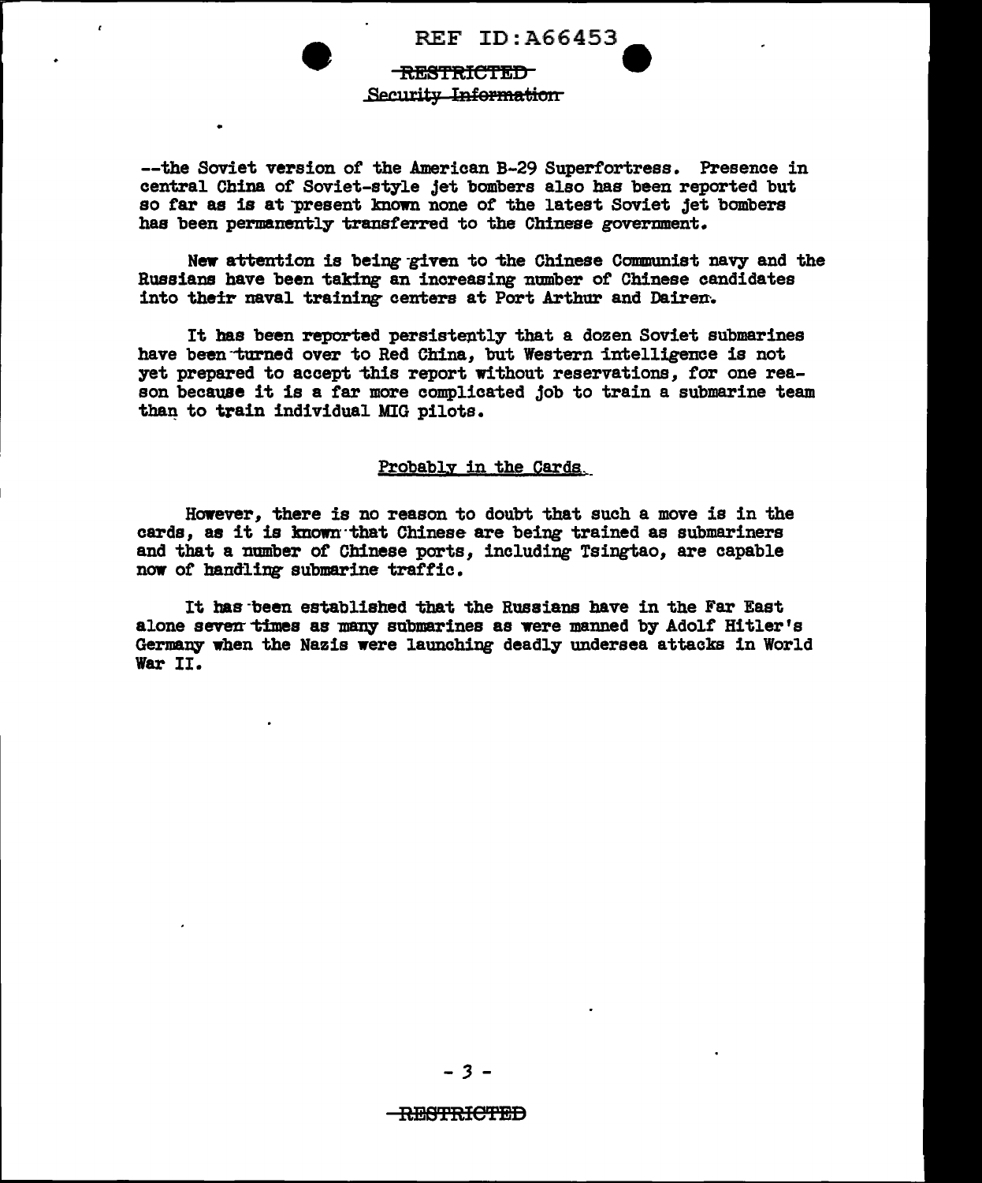--the Soviet version of the American B-29 Superfortress. Presence in central China of Soviet-style jet bombers also has been reported but so far as is at present known none of the latest Soviet jet bombers has been permanently transferred to the Chinese government.

New attention is being given to the Chinese Communist navy and the Russians have been taking an increasing number of Chinese candidates into their naval training centers at Port Arthur and Dairen.

It has been reported persistently that a dozen Soviet submarines have been turned over to Red China, but Western intelligence is not yet prepared to accept this report without reservations, for one reason because it is a far more complicated job to train a submarine team than to train individual MIG pilots.

### Probably in the Cards

However, there is no reason to doubt that such a move is in the cards, as it is known that Chinese are being trained as submariners and that a number of Chinese ports, including Tsingtao, are capable now of handling submarine traffic.

It has been established that the Russians have in the Far East alone seven times as many submarines as were manned by Adolf Hitler's Germany when the Nazis were launching deadly undersea attacks in World War II.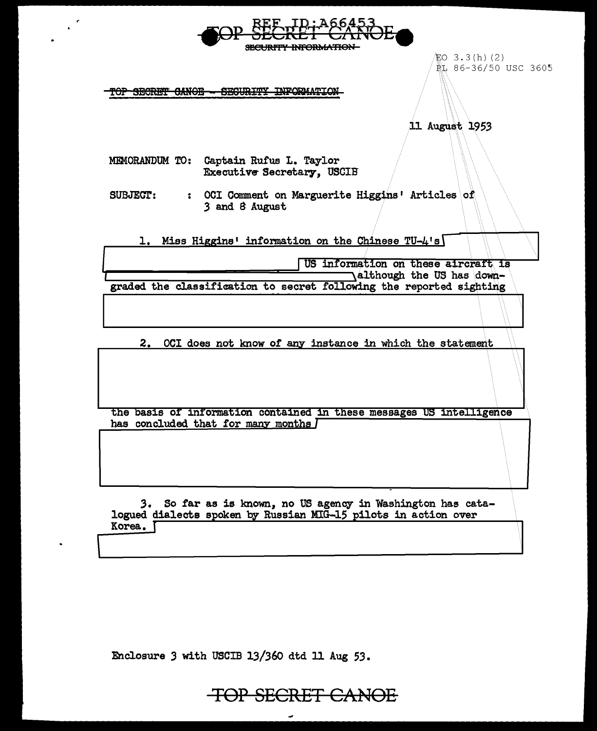REF ID:A66453

~~TOP SECRET CANOE~~

~~SECURITY INFORMATION~~

EO 3.3(h)(2)
PL 86-36/50 USC 3605

~~TOP SECRET CANOE - SECURITY INFORMATION~~

11 August 1953

MEMORANDUM TO: Captain Rufus L. Taylor
Executive Secretary, USCIB

SUBJECT: : OCI Comment on Marguerite Higgins' Articles of 3 and 8 August

1. Miss Higgins' information on the Chinese TU-4's [redacted] US information on these aircraft is [redacted] although the US has downgraded the classification to secret following the reported sighting [redacted]

2. OCI does not know of any instance in which the statement [redacted] the basis of information contained in these messages US intelligence has concluded that for many months [redacted]

3. So far as is known, no US agency in Washington has catalogued dialects spoken by Russian MIG-15 pilots in action over Korea. [redacted]

Enclosure 3 with USCIB 13/360 dtd 11 Aug 53.

~~TOP SECRET CANOE~~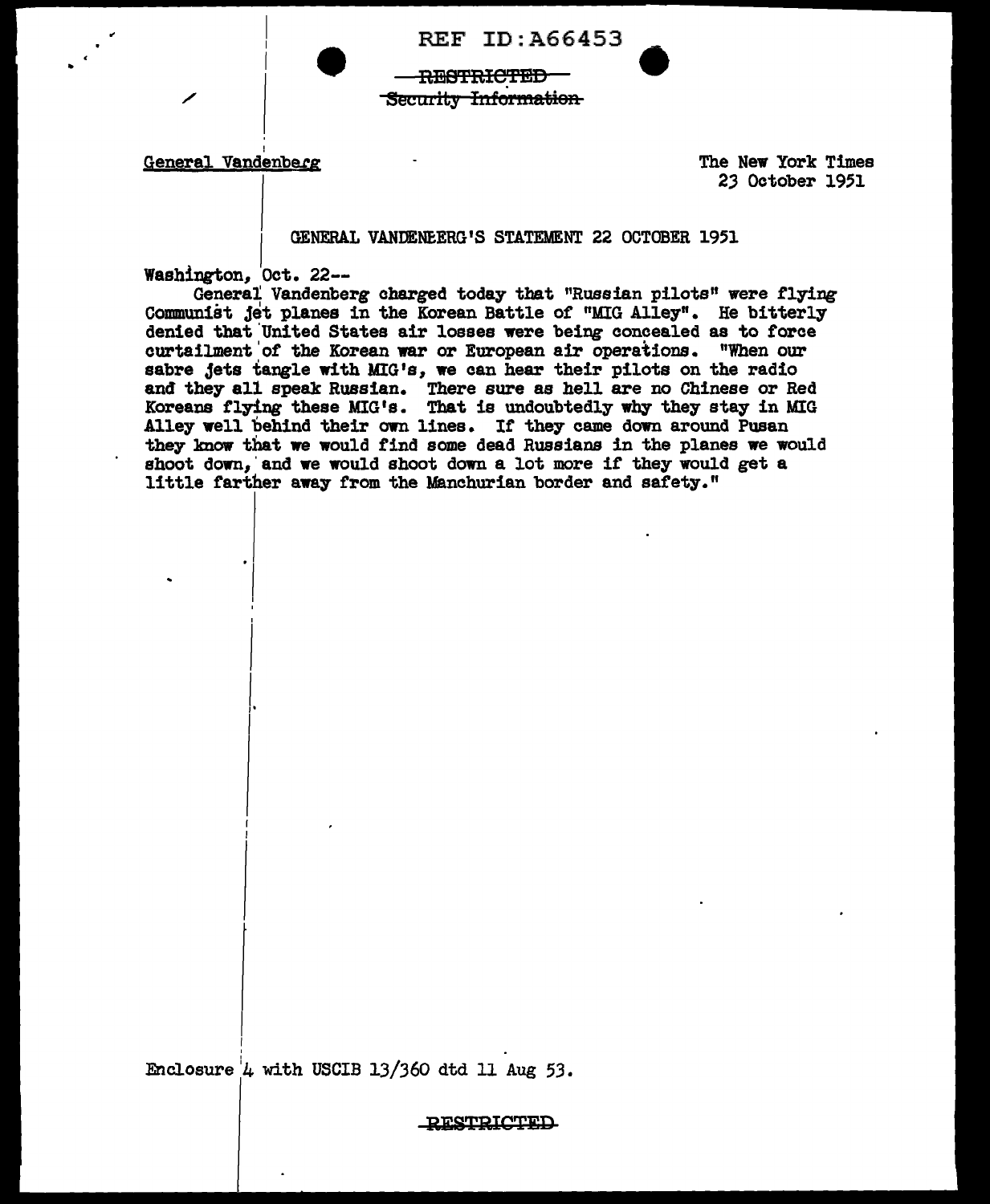REF ID:A66453

~~RESTRICTED~~
~~Security Information~~

General Vandenberg

The New York Times
23 October 1951

GENERAL VANDENBERG'S STATEMENT 22 OCTOBER 1951

Washington, Oct. 22--

General Vandenberg charged today that "Russian pilots" were flying Communist jet planes in the Korean Battle of "MIG Alley". He bitterly denied that United States air losses were being concealed as to force curtailment of the Korean war or European air operations. "When our sabre jets tangle with MIG's, we can hear their pilots on the radio and they all speak Russian. There sure as hell are no Chinese or Red Koreans flying these MIG's. That is undoubtedly why they stay in MIG Alley well behind their own lines. If they came down around Pusan they know that we would find some dead Russians in the planes we would shoot down, and we would shoot down a lot more if they would get a little farther away from the Manchurian border and safety."

Enclosure 4 with USCIB 13/360 dtd 11 Aug 53.

~~RESTRICTED~~